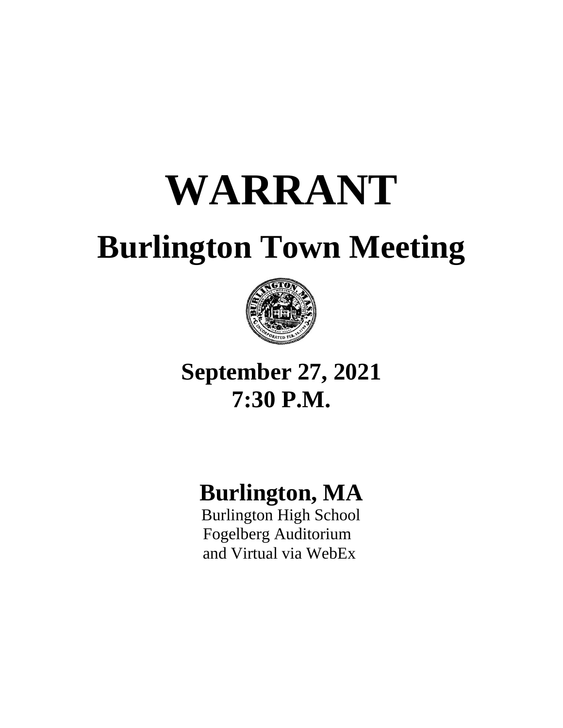# WARRANT

# Burlington Town Meeting

## September 27, 2021
## 7:30 P.M.

## Burlington, MA

Burlington High School
Fogelberg Auditorium
and Virtual via WebEx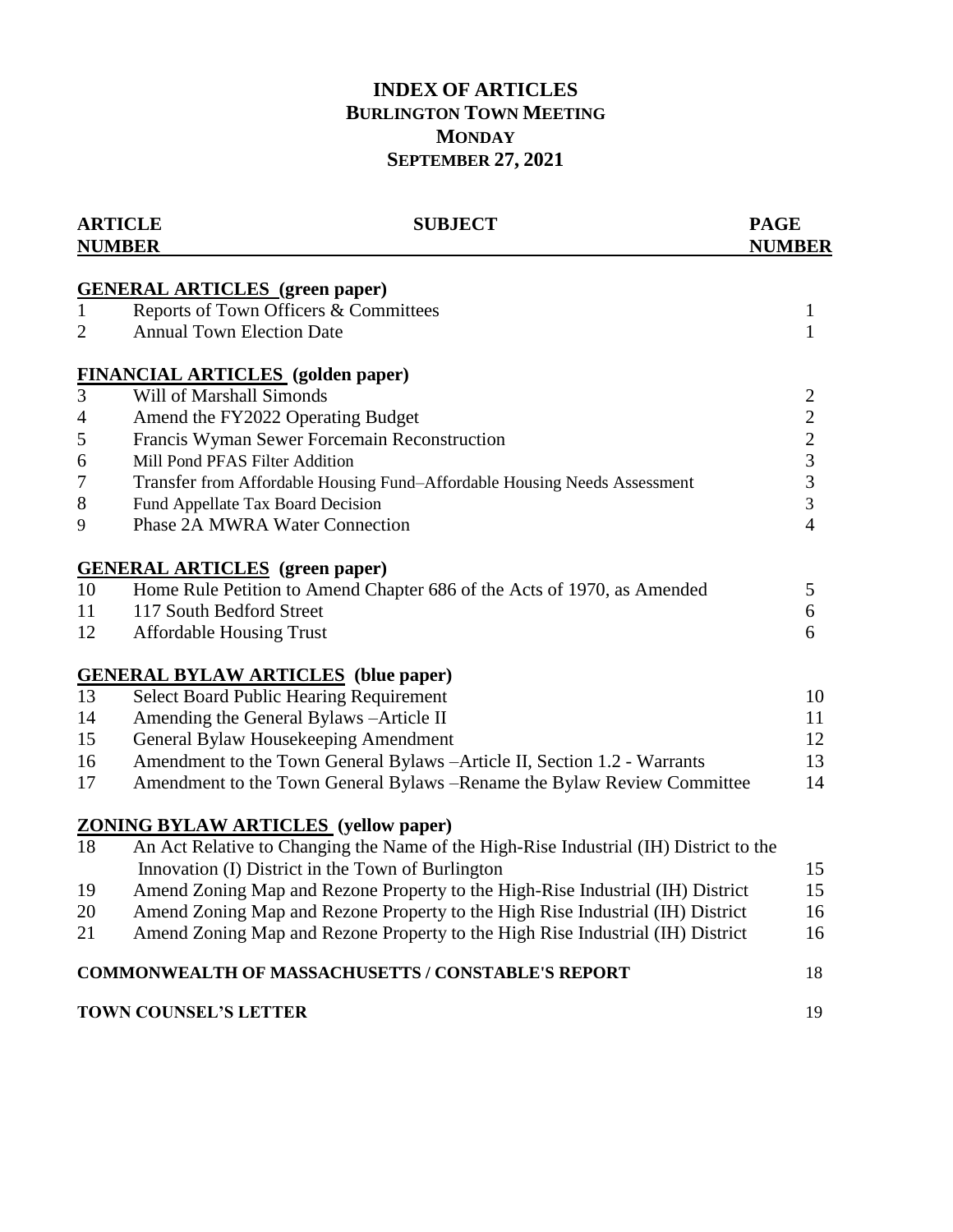# INDEX OF ARTICLES
## BURLINGTON TOWN MEETING
## MONDAY
## SEPTEMBER 27, 2021

| ARTICLE NUMBER | SUBJECT | PAGE NUMBER |
|---|---|---|
| | **GENERAL ARTICLES (green paper)** | |
| 1 | Reports of Town Officers & Committees | 1 |
| 2 | Annual Town Election Date | 1 |
| | **FINANCIAL ARTICLES (golden paper)** | |
| 3 | Will of Marshall Simonds | 2 |
| 4 | Amend the FY2022 Operating Budget | 2 |
| 5 | Francis Wyman Sewer Forcemain Reconstruction | 2 |
| 6 | Mill Pond PFAS Filter Addition | 3 |
| 7 | Transfer from Affordable Housing Fund–Affordable Housing Needs Assessment | 3 |
| 8 | Fund Appellate Tax Board Decision | 3 |
| 9 | Phase 2A MWRA Water Connection | 4 |
| | **GENERAL ARTICLES (green paper)** | |
| 10 | Home Rule Petition to Amend Chapter 686 of the Acts of 1970, as Amended | 5 |
| 11 | 117 South Bedford Street | 6 |
| 12 | Affordable Housing Trust | 6 |
| | **GENERAL BYLAW ARTICLES (blue paper)** | |
| 13 | Select Board Public Hearing Requirement | 10 |
| 14 | Amending the General Bylaws –Article II | 11 |
| 15 | General Bylaw Housekeeping Amendment | 12 |
| 16 | Amendment to the Town General Bylaws –Article II, Section 1.2 - Warrants | 13 |
| 17 | Amendment to the Town General Bylaws –Rename the Bylaw Review Committee | 14 |
| | **ZONING BYLAW ARTICLES (yellow paper)** | |
| 18 | An Act Relative to Changing the Name of the High-Rise Industrial (IH) District to the Innovation (I) District in the Town of Burlington | 15 |
| 19 | Amend Zoning Map and Rezone Property to the High-Rise Industrial (IH) District | 15 |
| 20 | Amend Zoning Map and Rezone Property to the High Rise Industrial (IH) District | 16 |
| 21 | Amend Zoning Map and Rezone Property to the High Rise Industrial (IH) District | 16 |
| | **COMMONWEALTH OF MASSACHUSETTS / CONSTABLE'S REPORT** | 18 |
| | **TOWN COUNSEL'S LETTER** | 19 |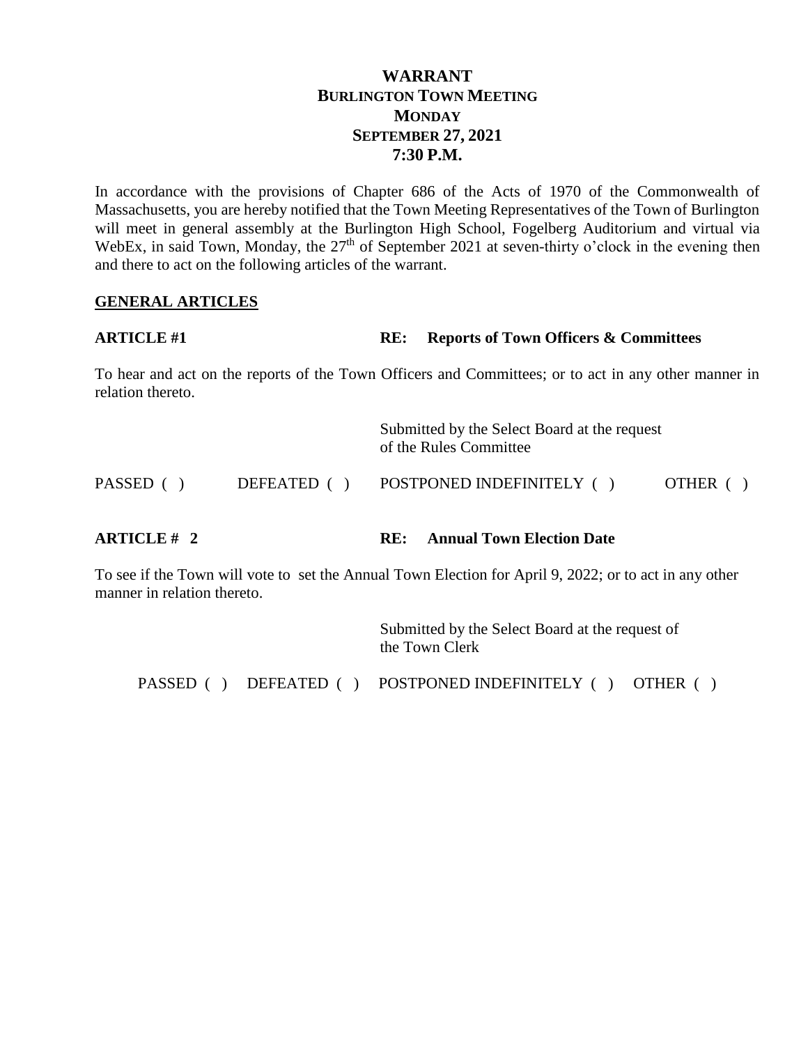# WARRANT
## BURLINGTON TOWN MEETING
## MONDAY
## SEPTEMBER 27, 2021
## 7:30 P.M.

In accordance with the provisions of Chapter 686 of the Acts of 1970 of the Commonwealth of Massachusetts, you are hereby notified that the Town Meeting Representatives of the Town of Burlington will meet in general assembly at the Burlington High School, Fogelberg Auditorium and virtual via WebEx, in said Town, Monday, the 27th of September 2021 at seven-thirty o'clock in the evening then and there to act on the following articles of the warrant.

## GENERAL ARTICLES

**ARTICLE #1** **RE: Reports of Town Officers & Committees**

To hear and act on the reports of the Town Officers and Committees; or to act in any other manner in relation thereto.

Submitted by the Select Board at the request of the Rules Committee

PASSED ( ) DEFEATED ( ) POSTPONED INDEFINITELY ( ) OTHER ( )

**ARTICLE # 2** **RE: Annual Town Election Date**

To see if the Town will vote to set the Annual Town Election for April 9, 2022; or to act in any other manner in relation thereto.

Submitted by the Select Board at the request of the Town Clerk

PASSED ( ) DEFEATED ( ) POSTPONED INDEFINITELY ( ) OTHER ( )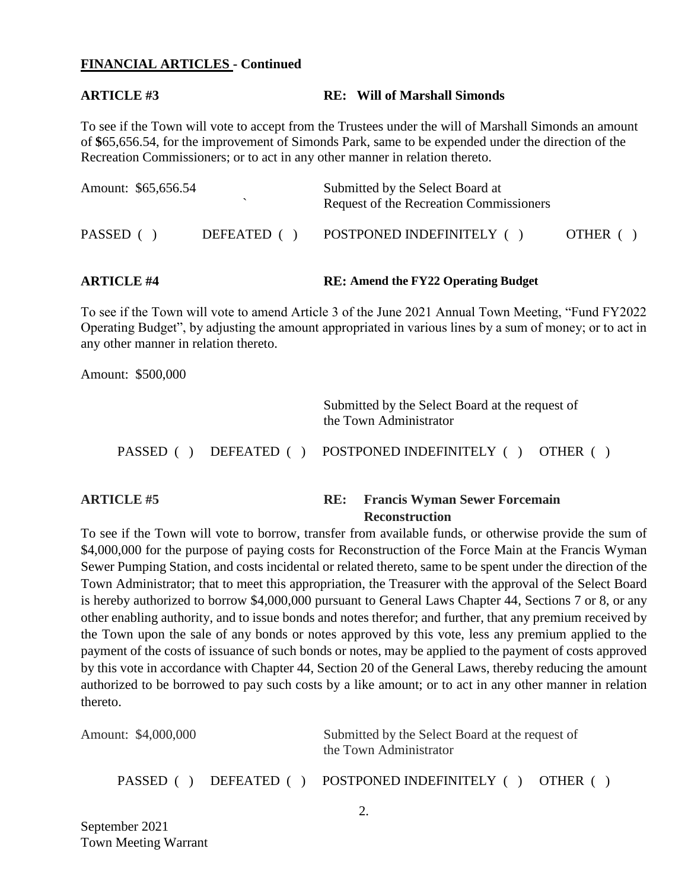**FINANCIAL ARTICLES - Continued**

**ARTICLE #3** **RE: Will of Marshall Simonds**

To see if the Town will vote to accept from the Trustees under the will of Marshall Simonds an amount of $65,656.54, for the improvement of Simonds Park, same to be expended under the direction of the Recreation Commissioners; or to act in any other manner in relation thereto.

Amount: $65,656.54

Submitted by the Select Board at Request of the Recreation Commissioners

PASSED ( ) DEFEATED ( ) POSTPONED INDEFINITELY ( ) OTHER ( )

**ARTICLE #4** **RE: Amend the FY22 Operating Budget**

To see if the Town will vote to amend Article 3 of the June 2021 Annual Town Meeting, "Fund FY2022 Operating Budget", by adjusting the amount appropriated in various lines by a sum of money; or to act in any other manner in relation thereto.

Amount: $500,000

Submitted by the Select Board at the request of the Town Administrator

PASSED ( ) DEFEATED ( ) POSTPONED INDEFINITELY ( ) OTHER ( )

**ARTICLE #5** **RE: Francis Wyman Sewer Forcemain Reconstruction**

To see if the Town will vote to borrow, transfer from available funds, or otherwise provide the sum of $4,000,000 for the purpose of paying costs for Reconstruction of the Force Main at the Francis Wyman Sewer Pumping Station, and costs incidental or related thereto, same to be spent under the direction of the Town Administrator; that to meet this appropriation, the Treasurer with the approval of the Select Board is hereby authorized to borrow $4,000,000 pursuant to General Laws Chapter 44, Sections 7 or 8, or any other enabling authority, and to issue bonds and notes therefor; and further, that any premium received by the Town upon the sale of any bonds or notes approved by this vote, less any premium applied to the payment of the costs of issuance of such bonds or notes, may be applied to the payment of costs approved by this vote in accordance with Chapter 44, Section 20 of the General Laws, thereby reducing the amount authorized to be borrowed to pay such costs by a like amount; or to act in any other manner in relation thereto.

Amount: $4,000,000

Submitted by the Select Board at the request of the Town Administrator

PASSED ( ) DEFEATED ( ) POSTPONED INDEFINITELY ( ) OTHER ( )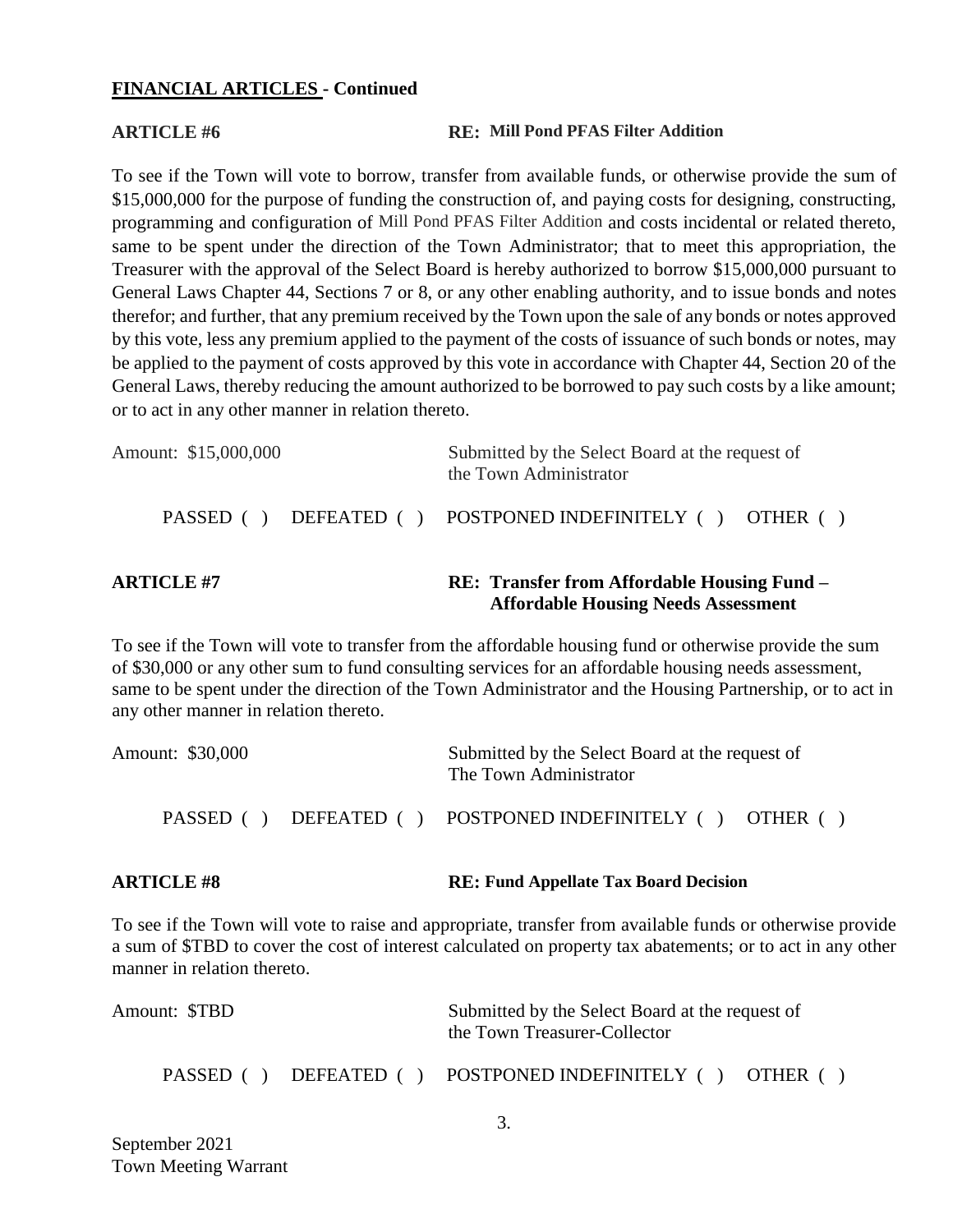## FINANCIAL ARTICLES - Continued

**ARTICLE #6** **RE: Mill Pond PFAS Filter Addition**

To see if the Town will vote to borrow, transfer from available funds, or otherwise provide the sum of $15,000,000 for the purpose of funding the construction of, and paying costs for designing, constructing, programming and configuration of Mill Pond PFAS Filter Addition and costs incidental or related thereto, same to be spent under the direction of the Town Administrator; that to meet this appropriation, the Treasurer with the approval of the Select Board is hereby authorized to borrow $15,000,000 pursuant to General Laws Chapter 44, Sections 7 or 8, or any other enabling authority, and to issue bonds and notes therefor; and further, that any premium received by the Town upon the sale of any bonds or notes approved by this vote, less any premium applied to the payment of the costs of issuance of such bonds or notes, may be applied to the payment of costs approved by this vote in accordance with Chapter 44, Section 20 of the General Laws, thereby reducing the amount authorized to be borrowed to pay such costs by a like amount; or to act in any other manner in relation thereto.

Amount: $15,000,000 — Submitted by the Select Board at the request of the Town Administrator

PASSED ( ) DEFEATED ( ) POSTPONED INDEFINITELY ( ) OTHER ( )

**ARTICLE #7** **RE: Transfer from Affordable Housing Fund – Affordable Housing Needs Assessment**

To see if the Town will vote to transfer from the affordable housing fund or otherwise provide the sum of $30,000 or any other sum to fund consulting services for an affordable housing needs assessment, same to be spent under the direction of the Town Administrator and the Housing Partnership, or to act in any other manner in relation thereto.

Amount: $30,000 — Submitted by the Select Board at the request of The Town Administrator

PASSED ( ) DEFEATED ( ) POSTPONED INDEFINITELY ( ) OTHER ( )

**ARTICLE #8** **RE: Fund Appellate Tax Board Decision**

To see if the Town will vote to raise and appropriate, transfer from available funds or otherwise provide a sum of $TBD to cover the cost of interest calculated on property tax abatements; or to act in any other manner in relation thereto.

Amount: $TBD — Submitted by the Select Board at the request of the Town Treasurer-Collector

PASSED ( ) DEFEATED ( ) POSTPONED INDEFINITELY ( ) OTHER ( )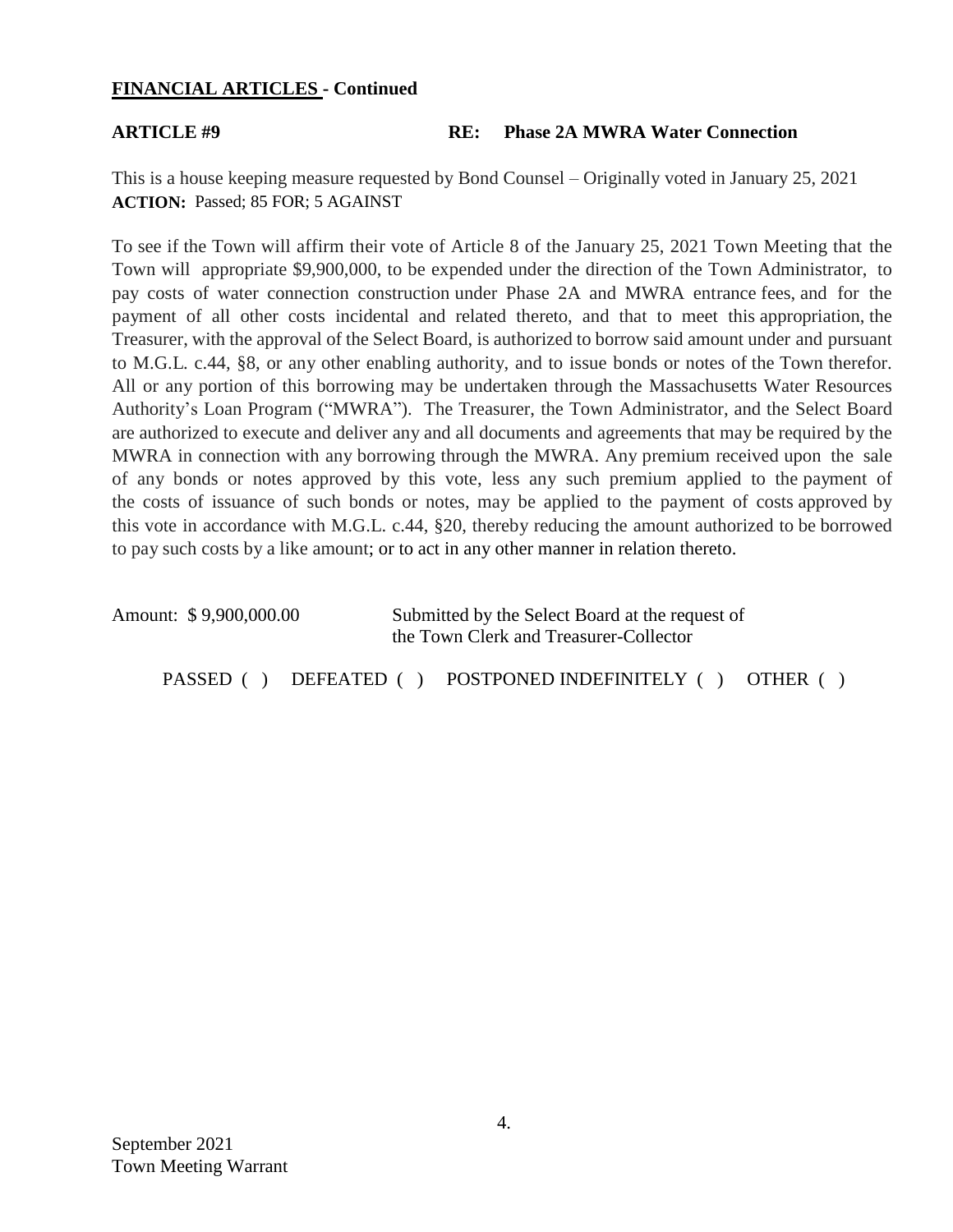**FINANCIAL ARTICLES - Continued**

**ARTICLE #9** **RE: Phase 2A MWRA Water Connection**

This is a house keeping measure requested by Bond Counsel – Originally voted in January 25, 2021
**ACTION:** Passed; 85 FOR; 5 AGAINST

To see if the Town will affirm their vote of Article 8 of the January 25, 2021 Town Meeting that the Town will appropriate $9,900,000, to be expended under the direction of the Town Administrator, to pay costs of water connection construction under Phase 2A and MWRA entrance fees, and for the payment of all other costs incidental and related thereto, and that to meet this appropriation, the Treasurer, with the approval of the Select Board, is authorized to borrow said amount under and pursuant to M.G.L. c.44, §8, or any other enabling authority, and to issue bonds or notes of the Town therefor. All or any portion of this borrowing may be undertaken through the Massachusetts Water Resources Authority's Loan Program ("MWRA"). The Treasurer, the Town Administrator, and the Select Board are authorized to execute and deliver any and all documents and agreements that may be required by the MWRA in connection with any borrowing through the MWRA. Any premium received upon the sale of any bonds or notes approved by this vote, less any such premium applied to the payment of the costs of issuance of such bonds or notes, may be applied to the payment of costs approved by this vote in accordance with M.G.L. c.44, §20, thereby reducing the amount authorized to be borrowed to pay such costs by a like amount; or to act in any other manner in relation thereto.

Amount: $ 9,900,000.00 Submitted by the Select Board at the request of the Town Clerk and Treasurer-Collector

PASSED ( ) DEFEATED ( ) POSTPONED INDEFINITELY ( ) OTHER ( )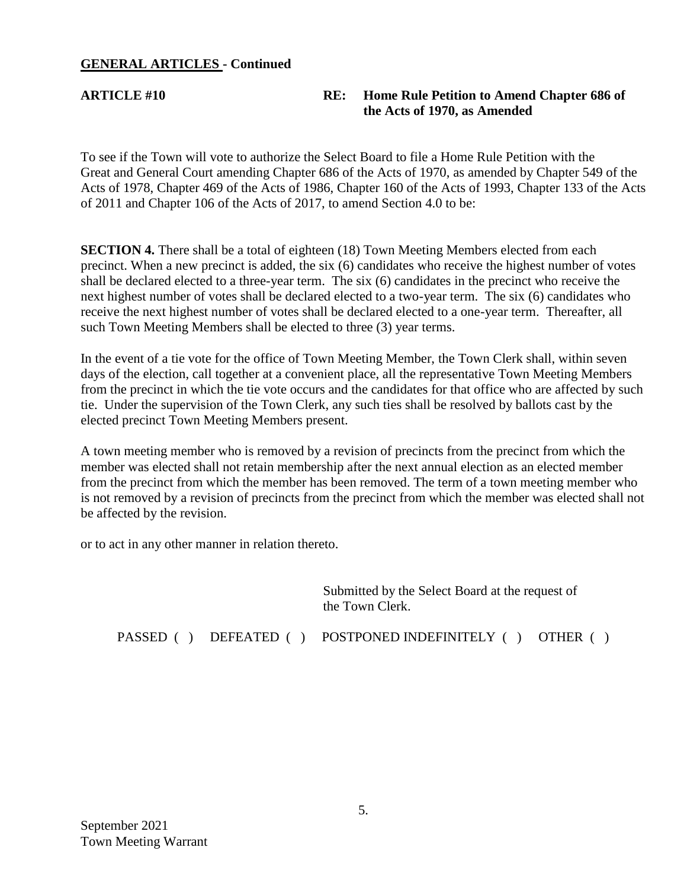## GENERAL ARTICLES - Continued

**ARTICLE #10** **RE: Home Rule Petition to Amend Chapter 686 of the Acts of 1970, as Amended**

To see if the Town will vote to authorize the Select Board to file a Home Rule Petition with the Great and General Court amending Chapter 686 of the Acts of 1970, as amended by Chapter 549 of the Acts of 1978, Chapter 469 of the Acts of 1986, Chapter 160 of the Acts of 1993, Chapter 133 of the Acts of 2011 and Chapter 106 of the Acts of 2017, to amend Section 4.0 to be:

**SECTION 4.** There shall be a total of eighteen (18) Town Meeting Members elected from each precinct. When a new precinct is added, the six (6) candidates who receive the highest number of votes shall be declared elected to a three-year term. The six (6) candidates in the precinct who receive the next highest number of votes shall be declared elected to a two-year term. The six (6) candidates who receive the next highest number of votes shall be declared elected to a one-year term. Thereafter, all such Town Meeting Members shall be elected to three (3) year terms.

In the event of a tie vote for the office of Town Meeting Member, the Town Clerk shall, within seven days of the election, call together at a convenient place, all the representative Town Meeting Members from the precinct in which the tie vote occurs and the candidates for that office who are affected by such tie. Under the supervision of the Town Clerk, any such ties shall be resolved by ballots cast by the elected precinct Town Meeting Members present.

A town meeting member who is removed by a revision of precincts from the precinct from which the member was elected shall not retain membership after the next annual election as an elected member from the precinct from which the member has been removed. The term of a town meeting member who is not removed by a revision of precincts from the precinct from which the member was elected shall not be affected by the revision.

or to act in any other manner in relation thereto.

Submitted by the Select Board at the request of the Town Clerk.

PASSED ( ) DEFEATED ( ) POSTPONED INDEFINITELY ( ) OTHER ( )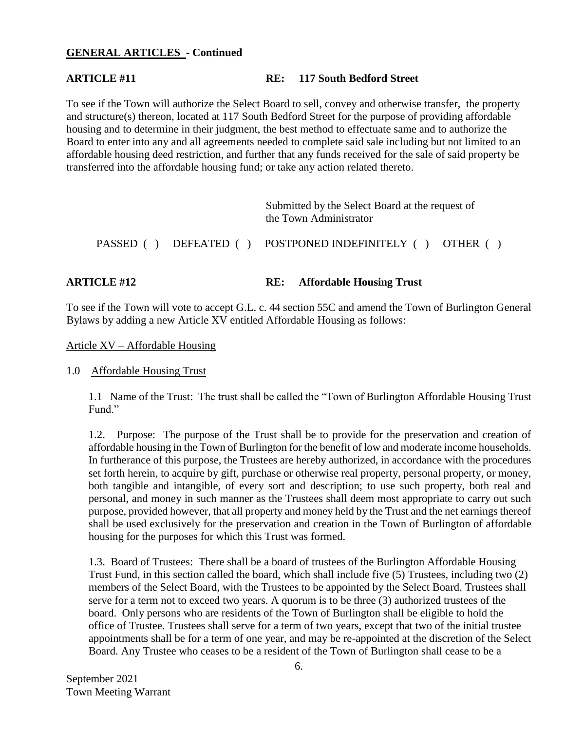**GENERAL ARTICLES - Continued**

**ARTICLE #11 RE: 117 South Bedford Street**

To see if the Town will authorize the Select Board to sell, convey and otherwise transfer, the property and structure(s) thereon, located at 117 South Bedford Street for the purpose of providing affordable housing and to determine in their judgment, the best method to effectuate same and to authorize the Board to enter into any and all agreements needed to complete said sale including but not limited to an affordable housing deed restriction, and further that any funds received for the sale of said property be transferred into the affordable housing fund; or take any action related thereto.

Submitted by the Select Board at the request of the Town Administrator

PASSED ( ) DEFEATED ( ) POSTPONED INDEFINITELY ( ) OTHER ( )

**ARTICLE #12 RE: Affordable Housing Trust**

To see if the Town will vote to accept G.L. c. 44 section 55C and amend the Town of Burlington General Bylaws by adding a new Article XV entitled Affordable Housing as follows:

Article XV – Affordable Housing

1.0 Affordable Housing Trust

1.1 Name of the Trust: The trust shall be called the "Town of Burlington Affordable Housing Trust Fund."

1.2. Purpose: The purpose of the Trust shall be to provide for the preservation and creation of affordable housing in the Town of Burlington for the benefit of low and moderate income households. In furtherance of this purpose, the Trustees are hereby authorized, in accordance with the procedures set forth herein, to acquire by gift, purchase or otherwise real property, personal property, or money, both tangible and intangible, of every sort and description; to use such property, both real and personal, and money in such manner as the Trustees shall deem most appropriate to carry out such purpose, provided however, that all property and money held by the Trust and the net earnings thereof shall be used exclusively for the preservation and creation in the Town of Burlington of affordable housing for the purposes for which this Trust was formed.

1.3. Board of Trustees: There shall be a board of trustees of the Burlington Affordable Housing Trust Fund, in this section called the board, which shall include five (5) Trustees, including two (2) members of the Select Board, with the Trustees to be appointed by the Select Board. Trustees shall serve for a term not to exceed two years. A quorum is to be three (3) authorized trustees of the board. Only persons who are residents of the Town of Burlington shall be eligible to hold the office of Trustee. Trustees shall serve for a term of two years, except that two of the initial trustee appointments shall be for a term of one year, and may be re-appointed at the discretion of the Select Board. Any Trustee who ceases to be a resident of the Town of Burlington shall cease to be a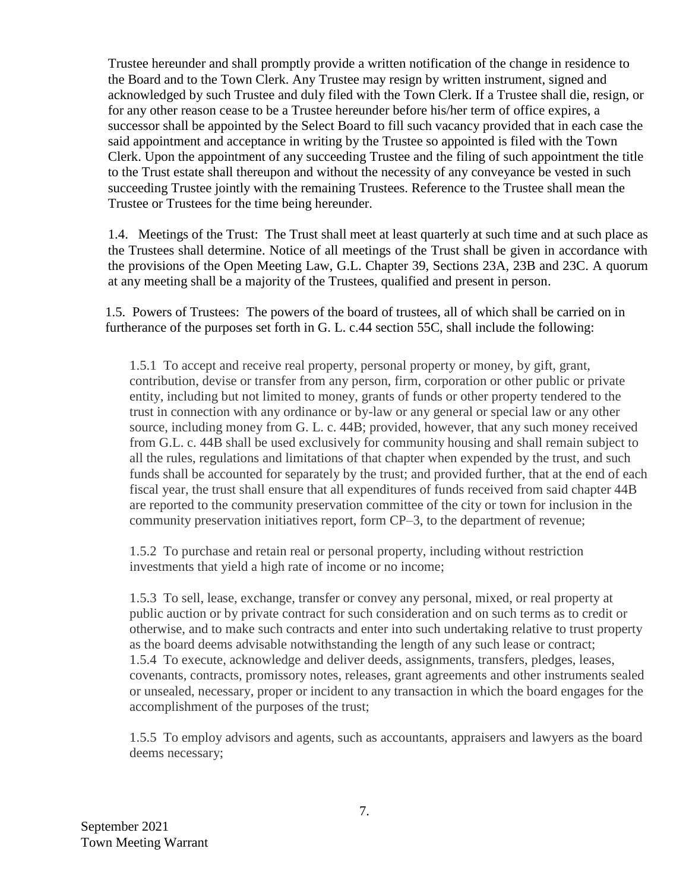Trustee hereunder and shall promptly provide a written notification of the change in residence to the Board and to the Town Clerk. Any Trustee may resign by written instrument, signed and acknowledged by such Trustee and duly filed with the Town Clerk. If a Trustee shall die, resign, or for any other reason cease to be a Trustee hereunder before his/her term of office expires, a successor shall be appointed by the Select Board to fill such vacancy provided that in each case the said appointment and acceptance in writing by the Trustee so appointed is filed with the Town Clerk. Upon the appointment of any succeeding Trustee and the filing of such appointment the title to the Trust estate shall thereupon and without the necessity of any conveyance be vested in such succeeding Trustee jointly with the remaining Trustees. Reference to the Trustee shall mean the Trustee or Trustees for the time being hereunder.

1.4. Meetings of the Trust: The Trust shall meet at least quarterly at such time and at such place as the Trustees shall determine. Notice of all meetings of the Trust shall be given in accordance with the provisions of the Open Meeting Law, G.L. Chapter 39, Sections 23A, 23B and 23C. A quorum at any meeting shall be a majority of the Trustees, qualified and present in person.

1.5. Powers of Trustees: The powers of the board of trustees, all of which shall be carried on in furtherance of the purposes set forth in G. L. c.44 section 55C, shall include the following:

1.5.1 To accept and receive real property, personal property or money, by gift, grant, contribution, devise or transfer from any person, firm, corporation or other public or private entity, including but not limited to money, grants of funds or other property tendered to the trust in connection with any ordinance or by-law or any general or special law or any other source, including money from G. L. c. 44B; provided, however, that any such money received from G.L. c. 44B shall be used exclusively for community housing and shall remain subject to all the rules, regulations and limitations of that chapter when expended by the trust, and such funds shall be accounted for separately by the trust; and provided further, that at the end of each fiscal year, the trust shall ensure that all expenditures of funds received from said chapter 44B are reported to the community preservation committee of the city or town for inclusion in the community preservation initiatives report, form CP–3, to the department of revenue;

1.5.2 To purchase and retain real or personal property, including without restriction investments that yield a high rate of income or no income;

1.5.3 To sell, lease, exchange, transfer or convey any personal, mixed, or real property at public auction or by private contract for such consideration and on such terms as to credit or otherwise, and to make such contracts and enter into such undertaking relative to trust property as the board deems advisable notwithstanding the length of any such lease or contract;

1.5.4 To execute, acknowledge and deliver deeds, assignments, transfers, pledges, leases, covenants, contracts, promissory notes, releases, grant agreements and other instruments sealed or unsealed, necessary, proper or incident to any transaction in which the board engages for the accomplishment of the purposes of the trust;

1.5.5 To employ advisors and agents, such as accountants, appraisers and lawyers as the board deems necessary;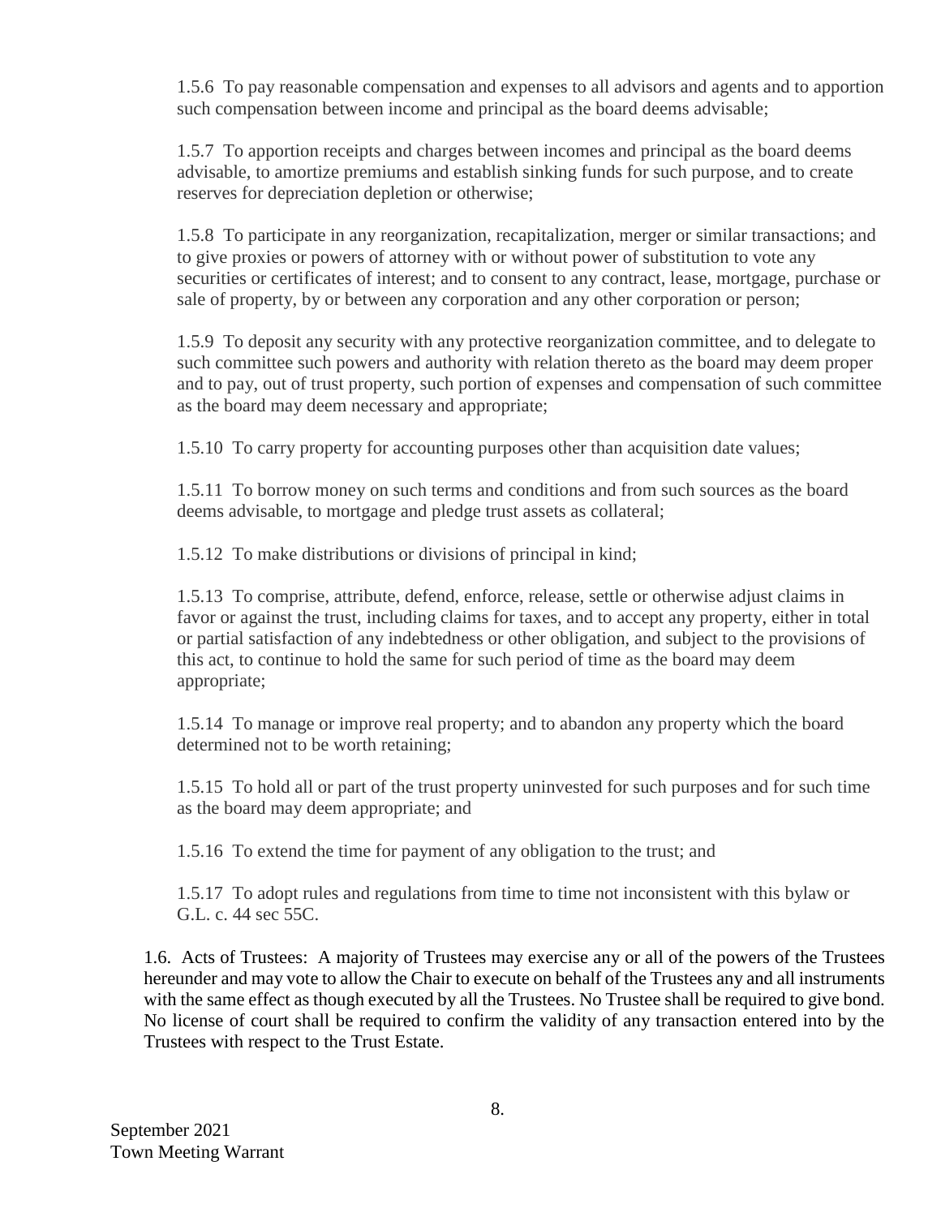1.5.6 To pay reasonable compensation and expenses to all advisors and agents and to apportion such compensation between income and principal as the board deems advisable;

1.5.7 To apportion receipts and charges between incomes and principal as the board deems advisable, to amortize premiums and establish sinking funds for such purpose, and to create reserves for depreciation depletion or otherwise;

1.5.8 To participate in any reorganization, recapitalization, merger or similar transactions; and to give proxies or powers of attorney with or without power of substitution to vote any securities or certificates of interest; and to consent to any contract, lease, mortgage, purchase or sale of property, by or between any corporation and any other corporation or person;

1.5.9 To deposit any security with any protective reorganization committee, and to delegate to such committee such powers and authority with relation thereto as the board may deem proper and to pay, out of trust property, such portion of expenses and compensation of such committee as the board may deem necessary and appropriate;

1.5.10 To carry property for accounting purposes other than acquisition date values;

1.5.11 To borrow money on such terms and conditions and from such sources as the board deems advisable, to mortgage and pledge trust assets as collateral;

1.5.12 To make distributions or divisions of principal in kind;

1.5.13 To comprise, attribute, defend, enforce, release, settle or otherwise adjust claims in favor or against the trust, including claims for taxes, and to accept any property, either in total or partial satisfaction of any indebtedness or other obligation, and subject to the provisions of this act, to continue to hold the same for such period of time as the board may deem appropriate;

1.5.14 To manage or improve real property; and to abandon any property which the board determined not to be worth retaining;

1.5.15 To hold all or part of the trust property uninvested for such purposes and for such time as the board may deem appropriate; and

1.5.16 To extend the time for payment of any obligation to the trust; and

1.5.17 To adopt rules and regulations from time to time not inconsistent with this bylaw or G.L. c. 44 sec 55C.

1.6. Acts of Trustees: A majority of Trustees may exercise any or all of the powers of the Trustees hereunder and may vote to allow the Chair to execute on behalf of the Trustees any and all instruments with the same effect as though executed by all the Trustees. No Trustee shall be required to give bond. No license of court shall be required to confirm the validity of any transaction entered into by the Trustees with respect to the Trust Estate.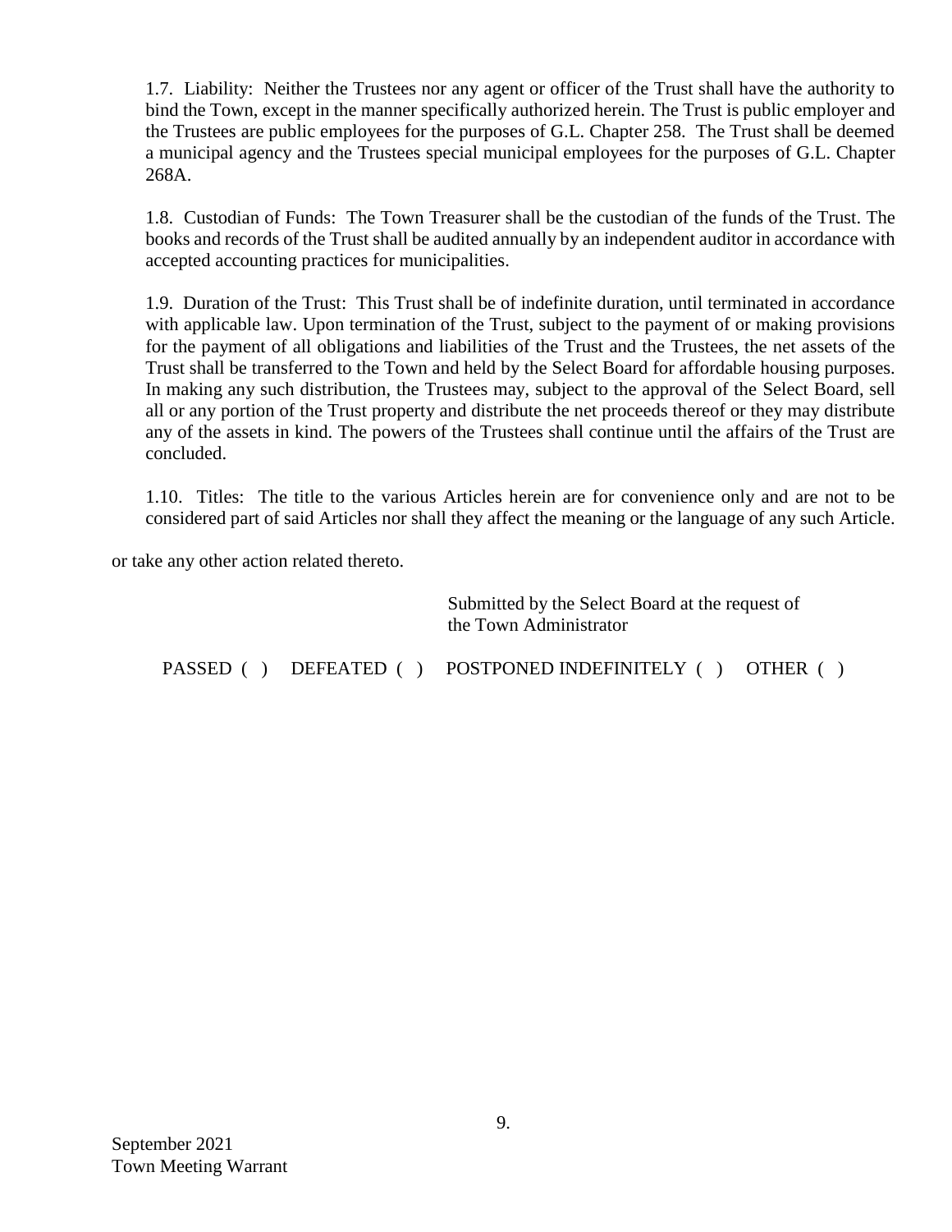1.7. Liability: Neither the Trustees nor any agent or officer of the Trust shall have the authority to bind the Town, except in the manner specifically authorized herein. The Trust is public employer and the Trustees are public employees for the purposes of G.L. Chapter 258. The Trust shall be deemed a municipal agency and the Trustees special municipal employees for the purposes of G.L. Chapter 268A.

1.8. Custodian of Funds: The Town Treasurer shall be the custodian of the funds of the Trust. The books and records of the Trust shall be audited annually by an independent auditor in accordance with accepted accounting practices for municipalities.

1.9. Duration of the Trust: This Trust shall be of indefinite duration, until terminated in accordance with applicable law. Upon termination of the Trust, subject to the payment of or making provisions for the payment of all obligations and liabilities of the Trust and the Trustees, the net assets of the Trust shall be transferred to the Town and held by the Select Board for affordable housing purposes. In making any such distribution, the Trustees may, subject to the approval of the Select Board, sell all or any portion of the Trust property and distribute the net proceeds thereof or they may distribute any of the assets in kind. The powers of the Trustees shall continue until the affairs of the Trust are concluded.

1.10. Titles: The title to the various Articles herein are for convenience only and are not to be considered part of said Articles nor shall they affect the meaning or the language of any such Article.

or take any other action related thereto.

Submitted by the Select Board at the request of the Town Administrator

PASSED ( ) DEFEATED ( ) POSTPONED INDEFINITELY ( ) OTHER ( )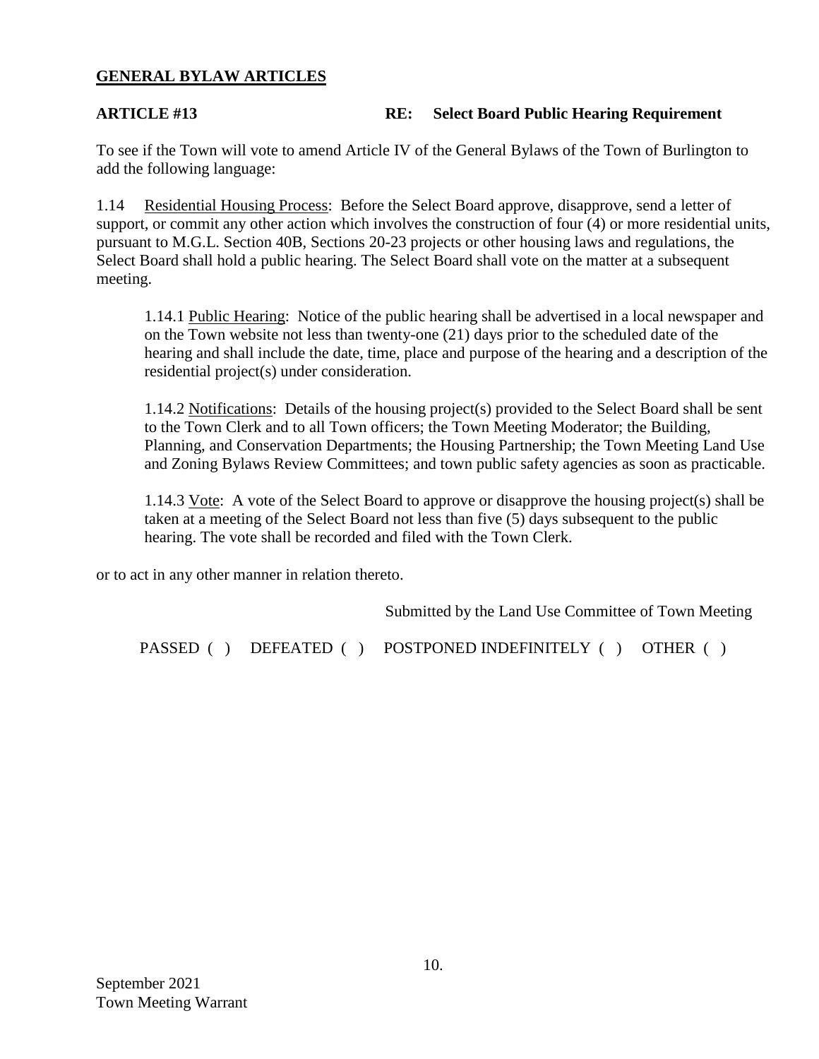## GENERAL BYLAW ARTICLES

**ARTICLE #13** **RE: Select Board Public Hearing Requirement**

To see if the Town will vote to amend Article IV of the General Bylaws of the Town of Burlington to add the following language:

1.14 Residential Housing Process: Before the Select Board approve, disapprove, send a letter of support, or commit any other action which involves the construction of four (4) or more residential units, pursuant to M.G.L. Section 40B, Sections 20-23 projects or other housing laws and regulations, the Select Board shall hold a public hearing. The Select Board shall vote on the matter at a subsequent meeting.

> 1.14.1 Public Hearing: Notice of the public hearing shall be advertised in a local newspaper and on the Town website not less than twenty-one (21) days prior to the scheduled date of the hearing and shall include the date, time, place and purpose of the hearing and a description of the residential project(s) under consideration.
>
> 1.14.2 Notifications: Details of the housing project(s) provided to the Select Board shall be sent to the Town Clerk and to all Town officers; the Town Meeting Moderator; the Building, Planning, and Conservation Departments; the Housing Partnership; the Town Meeting Land Use and Zoning Bylaws Review Committees; and town public safety agencies as soon as practicable.
>
> 1.14.3 Vote: A vote of the Select Board to approve or disapprove the housing project(s) shall be taken at a meeting of the Select Board not less than five (5) days subsequent to the public hearing. The vote shall be recorded and filed with the Town Clerk.

or to act in any other manner in relation thereto.

Submitted by the Land Use Committee of Town Meeting

PASSED ( ) DEFEATED ( ) POSTPONED INDEFINITELY ( ) OTHER ( )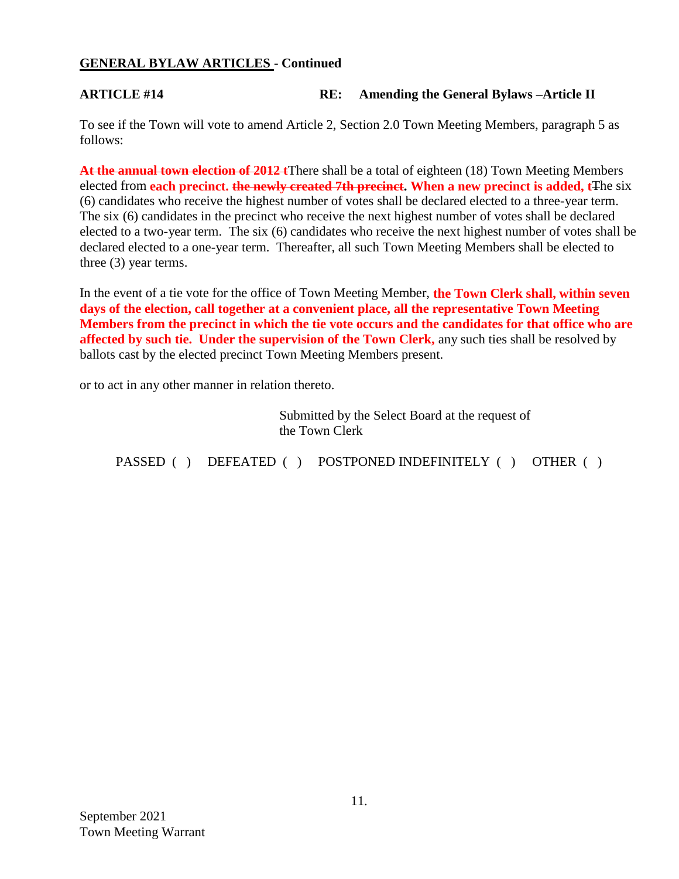**GENERAL BYLAW ARTICLES - Continued**

**ARTICLE #14** **RE: Amending the General Bylaws –Article II**

To see if the Town will vote to amend Article 2, Section 2.0 Town Meeting Members, paragraph 5 as follows:

~~**At the annual town election of 2012 t**~~There shall be a total of eighteen (18) Town Meeting Members elected from **each precinct.** ~~**the newly created 7th precinct**~~**. When a new precinct is added, t**~~T~~he six (6) candidates who receive the highest number of votes shall be declared elected to a three-year term. The six (6) candidates in the precinct who receive the next highest number of votes shall be declared elected to a two-year term. The six (6) candidates who receive the next highest number of votes shall be declared elected to a one-year term. Thereafter, all such Town Meeting Members shall be elected to three (3) year terms.

In the event of a tie vote for the office of Town Meeting Member, **the Town Clerk shall, within seven days of the election, call together at a convenient place, all the representative Town Meeting Members from the precinct in which the tie vote occurs and the candidates for that office who are affected by such tie. Under the supervision of the Town Clerk,** any such ties shall be resolved by ballots cast by the elected precinct Town Meeting Members present.

or to act in any other manner in relation thereto.

Submitted by the Select Board at the request of the Town Clerk

PASSED ( ) DEFEATED ( ) POSTPONED INDEFINITELY ( ) OTHER ( )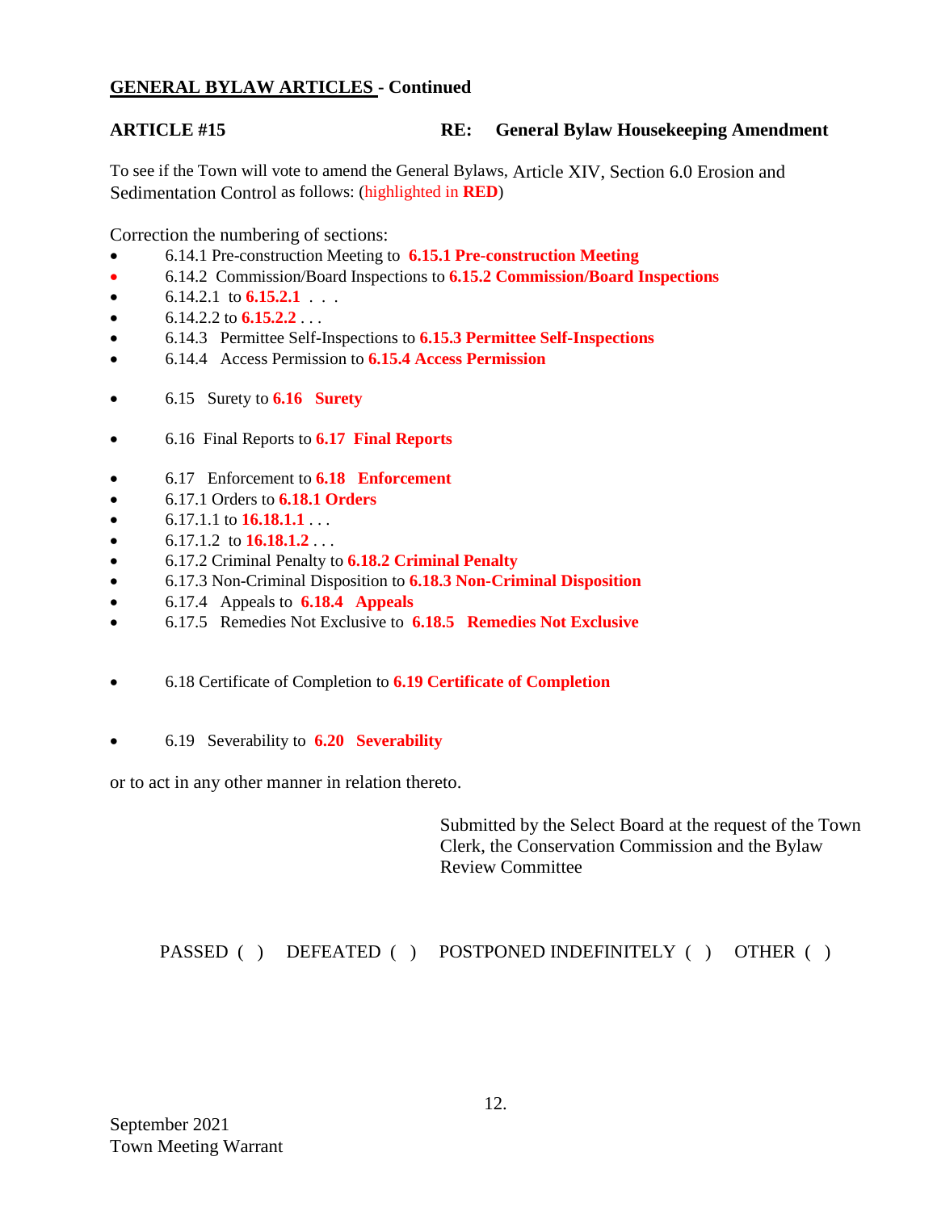## GENERAL BYLAW ARTICLES - Continued

**ARTICLE #15** **RE: General Bylaw Housekeeping Amendment**

To see if the Town will vote to amend the General Bylaws, Article XIV, Section 6.0 Erosion and Sedimentation Control as follows: (highlighted in **RED**)

Correction the numbering of sections:

- 6.14.1 Pre-construction Meeting to **6.15.1 Pre-construction Meeting**
- 6.14.2 Commission/Board Inspections to **6.15.2 Commission/Board Inspections**
- 6.14.2.1 to **6.15.2.1** . . .
- 6.14.2.2 to **6.15.2.2** . . .
- 6.14.3 Permittee Self-Inspections to **6.15.3 Permittee Self-Inspections**
- 6.14.4 Access Permission to **6.15.4 Access Permission**
- 6.15 Surety to **6.16 Surety**
- 6.16 Final Reports to **6.17 Final Reports**
- 6.17 Enforcement to **6.18 Enforcement**
- 6.17.1 Orders to **6.18.1 Orders**
- 6.17.1.1 to **16.18.1.1** . . .
- 6.17.1.2 to **16.18.1.2** . . .
- 6.17.2 Criminal Penalty to **6.18.2 Criminal Penalty**
- 6.17.3 Non-Criminal Disposition to **6.18.3 Non-Criminal Disposition**
- 6.17.4 Appeals to **6.18.4 Appeals**
- 6.17.5 Remedies Not Exclusive to **6.18.5 Remedies Not Exclusive**
- 6.18 Certificate of Completion to **6.19 Certificate of Completion**
- 6.19 Severability to **6.20 Severability**

or to act in any other manner in relation thereto.

Submitted by the Select Board at the request of the Town Clerk, the Conservation Commission and the Bylaw Review Committee

PASSED ( ) DEFEATED ( ) POSTPONED INDEFINITELY ( ) OTHER ( )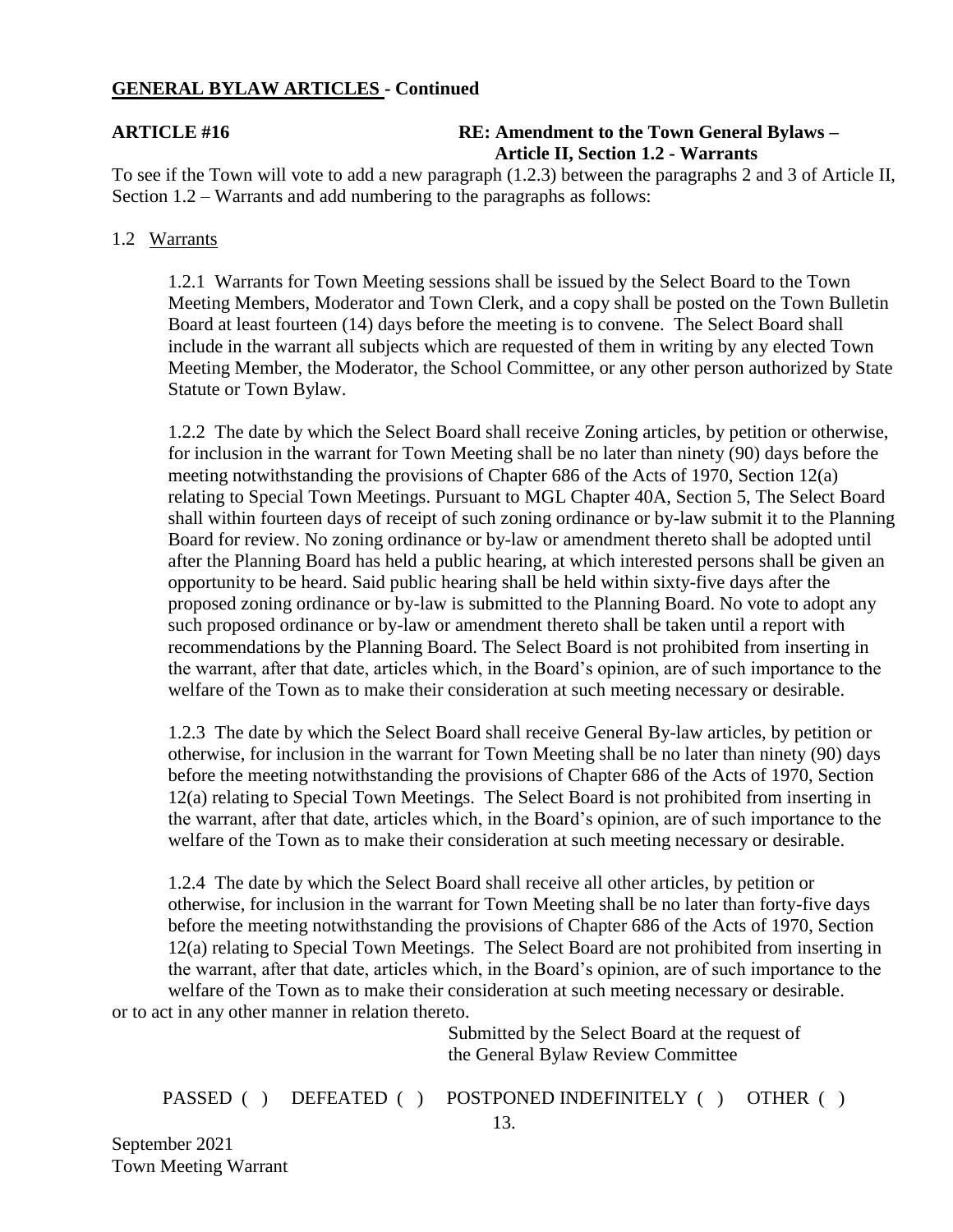## GENERAL BYLAW ARTICLES - Continued

**ARTICLE #16** **RE: Amendment to the Town General Bylaws – Article II, Section 1.2 - Warrants**

To see if the Town will vote to add a new paragraph (1.2.3) between the paragraphs 2 and 3 of Article II, Section 1.2 – Warrants and add numbering to the paragraphs as follows:

1.2 Warrants

1.2.1 Warrants for Town Meeting sessions shall be issued by the Select Board to the Town Meeting Members, Moderator and Town Clerk, and a copy shall be posted on the Town Bulletin Board at least fourteen (14) days before the meeting is to convene. The Select Board shall include in the warrant all subjects which are requested of them in writing by any elected Town Meeting Member, the Moderator, the School Committee, or any other person authorized by State Statute or Town Bylaw.

1.2.2 The date by which the Select Board shall receive Zoning articles, by petition or otherwise, for inclusion in the warrant for Town Meeting shall be no later than ninety (90) days before the meeting notwithstanding the provisions of Chapter 686 of the Acts of 1970, Section 12(a) relating to Special Town Meetings. Pursuant to MGL Chapter 40A, Section 5, The Select Board shall within fourteen days of receipt of such zoning ordinance or by-law submit it to the Planning Board for review. No zoning ordinance or by-law or amendment thereto shall be adopted until after the Planning Board has held a public hearing, at which interested persons shall be given an opportunity to be heard. Said public hearing shall be held within sixty-five days after the proposed zoning ordinance or by-law is submitted to the Planning Board. No vote to adopt any such proposed ordinance or by-law or amendment thereto shall be taken until a report with recommendations by the Planning Board. The Select Board is not prohibited from inserting in the warrant, after that date, articles which, in the Board's opinion, are of such importance to the welfare of the Town as to make their consideration at such meeting necessary or desirable.

1.2.3 The date by which the Select Board shall receive General By-law articles, by petition or otherwise, for inclusion in the warrant for Town Meeting shall be no later than ninety (90) days before the meeting notwithstanding the provisions of Chapter 686 of the Acts of 1970, Section 12(a) relating to Special Town Meetings. The Select Board is not prohibited from inserting in the warrant, after that date, articles which, in the Board's opinion, are of such importance to the welfare of the Town as to make their consideration at such meeting necessary or desirable.

1.2.4 The date by which the Select Board shall receive all other articles, by petition or otherwise, for inclusion in the warrant for Town Meeting shall be no later than forty-five days before the meeting notwithstanding the provisions of Chapter 686 of the Acts of 1970, Section 12(a) relating to Special Town Meetings. The Select Board are not prohibited from inserting in the warrant, after that date, articles which, in the Board's opinion, are of such importance to the welfare of the Town as to make their consideration at such meeting necessary or desirable.

or to act in any other manner in relation thereto.

Submitted by the Select Board at the request of the General Bylaw Review Committee

PASSED ( ) DEFEATED ( ) POSTPONED INDEFINITELY ( ) OTHER ( )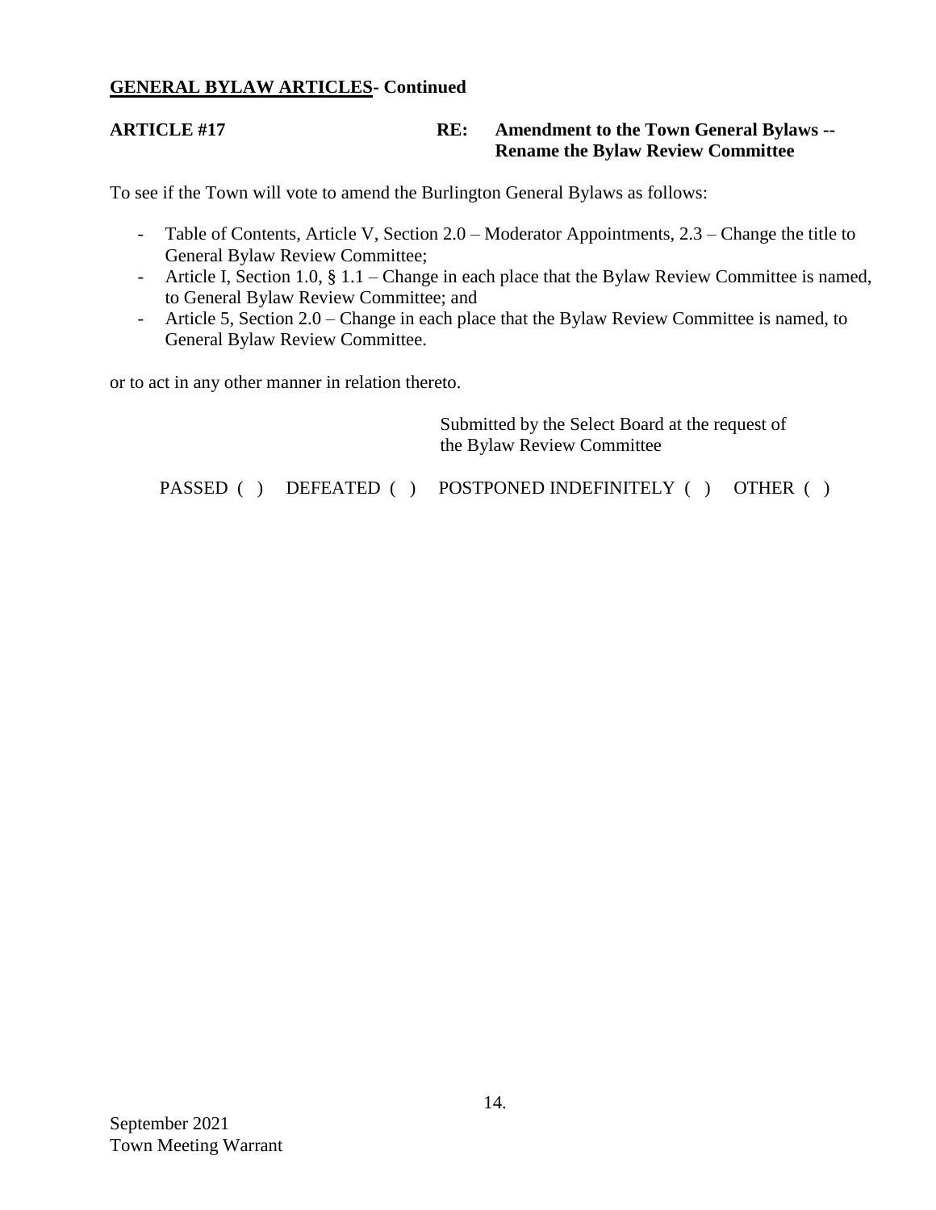**GENERAL BYLAW ARTICLES- Continued**

**ARTICLE #17** **RE: Amendment to the Town General Bylaws -- Rename the Bylaw Review Committee**

To see if the Town will vote to amend the Burlington General Bylaws as follows:

- Table of Contents, Article V, Section 2.0 – Moderator Appointments, 2.3 – Change the title to General Bylaw Review Committee;
- Article I, Section 1.0, § 1.1 – Change in each place that the Bylaw Review Committee is named, to General Bylaw Review Committee; and
- Article 5, Section 2.0 – Change in each place that the Bylaw Review Committee is named, to General Bylaw Review Committee.

or to act in any other manner in relation thereto.

Submitted by the Select Board at the request of the Bylaw Review Committee

PASSED ( ) DEFEATED ( ) POSTPONED INDEFINITELY ( ) OTHER ( )

September 2021
Town Meeting Warrant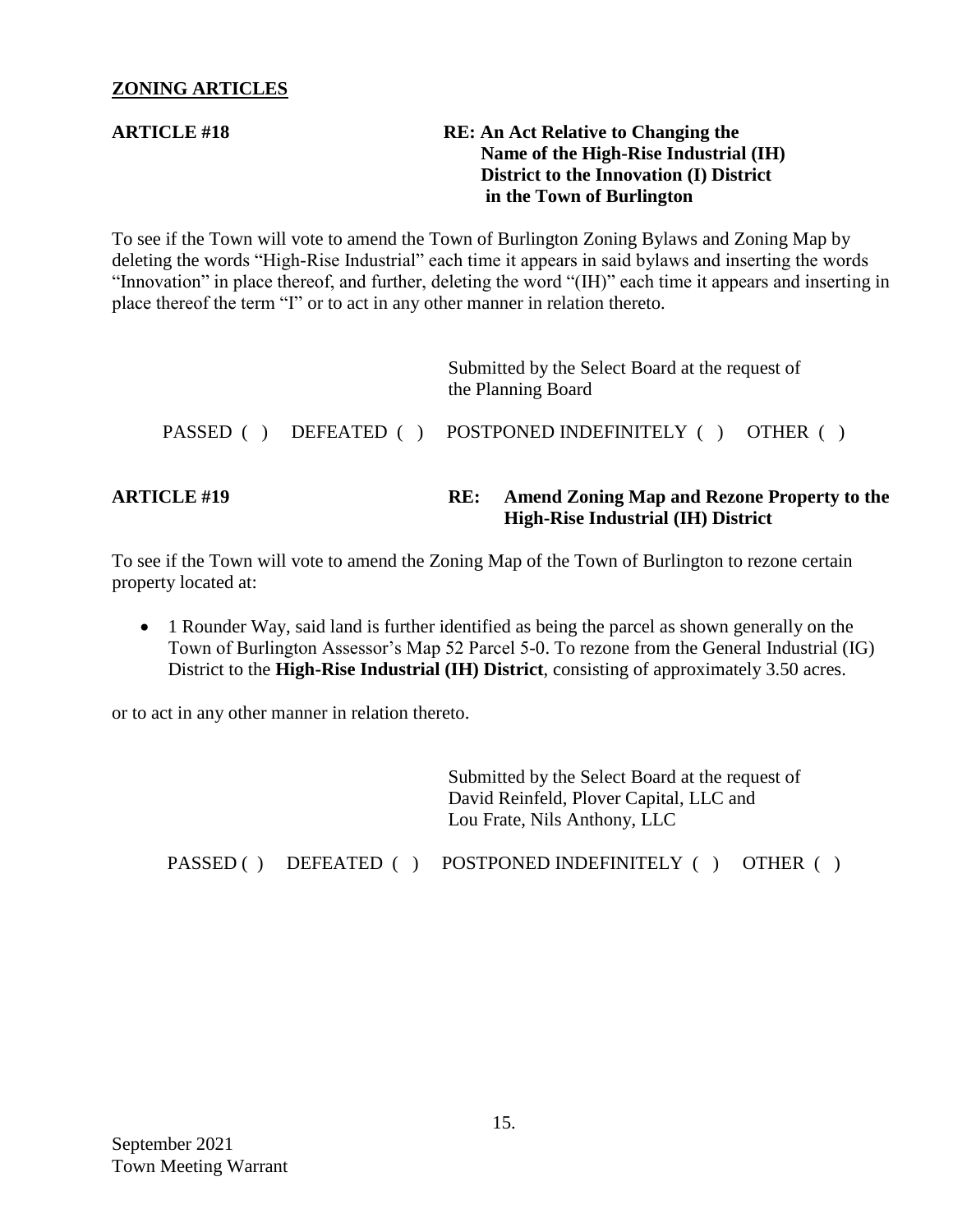## ZONING ARTICLES

**ARTICLE #18** **RE: An Act Relative to Changing the Name of the High-Rise Industrial (IH) District to the Innovation (I) District in the Town of Burlington**

To see if the Town will vote to amend the Town of Burlington Zoning Bylaws and Zoning Map by deleting the words "High-Rise Industrial" each time it appears in said bylaws and inserting the words "Innovation" in place thereof, and further, deleting the word "(IH)" each time it appears and inserting in place thereof the term "I" or to act in any other manner in relation thereto.

Submitted by the Select Board at the request of the Planning Board

PASSED ( ) DEFEATED ( ) POSTPONED INDEFINITELY ( ) OTHER ( )

**ARTICLE #19** **RE: Amend Zoning Map and Rezone Property to the High-Rise Industrial (IH) District**

To see if the Town will vote to amend the Zoning Map of the Town of Burlington to rezone certain property located at:

- 1 Rounder Way, said land is further identified as being the parcel as shown generally on the Town of Burlington Assessor's Map 52 Parcel 5-0. To rezone from the General Industrial (IG) District to the **High-Rise Industrial (IH) District**, consisting of approximately 3.50 acres.

or to act in any other manner in relation thereto.

Submitted by the Select Board at the request of David Reinfeld, Plover Capital, LLC and Lou Frate, Nils Anthony, LLC

PASSED ( ) DEFEATED ( ) POSTPONED INDEFINITELY ( ) OTHER ( )

September 2021
Town Meeting Warrant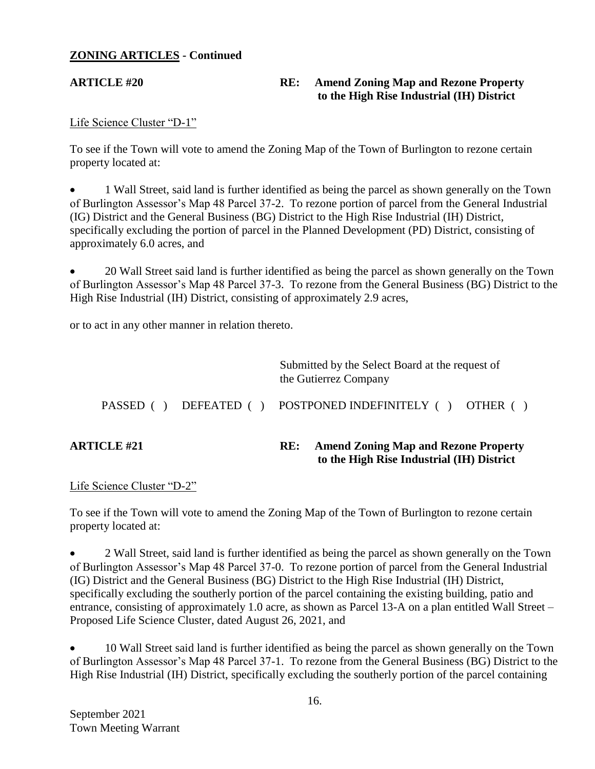**ZONING ARTICLES - Continued**

**ARTICLE #20** **RE: Amend Zoning Map and Rezone Property to the High Rise Industrial (IH) District**

Life Science Cluster "D-1"

To see if the Town will vote to amend the Zoning Map of the Town of Burlington to rezone certain property located at:

- 1 Wall Street, said land is further identified as being the parcel as shown generally on the Town of Burlington Assessor's Map 48 Parcel 37-2. To rezone portion of parcel from the General Industrial (IG) District and the General Business (BG) District to the High Rise Industrial (IH) District, specifically excluding the portion of parcel in the Planned Development (PD) District, consisting of approximately 6.0 acres, and

- 20 Wall Street said land is further identified as being the parcel as shown generally on the Town of Burlington Assessor's Map 48 Parcel 37-3. To rezone from the General Business (BG) District to the High Rise Industrial (IH) District, consisting of approximately 2.9 acres,

or to act in any other manner in relation thereto.

Submitted by the Select Board at the request of the Gutierrez Company

PASSED ( ) DEFEATED ( ) POSTPONED INDEFINITELY ( ) OTHER ( )

**ARTICLE #21** **RE: Amend Zoning Map and Rezone Property to the High Rise Industrial (IH) District**

Life Science Cluster "D-2"

To see if the Town will vote to amend the Zoning Map of the Town of Burlington to rezone certain property located at:

- 2 Wall Street, said land is further identified as being the parcel as shown generally on the Town of Burlington Assessor's Map 48 Parcel 37-0. To rezone portion of parcel from the General Industrial (IG) District and the General Business (BG) District to the High Rise Industrial (IH) District, specifically excluding the southerly portion of the parcel containing the existing building, patio and entrance, consisting of approximately 1.0 acre, as shown as Parcel 13-A on a plan entitled Wall Street – Proposed Life Science Cluster, dated August 26, 2021, and

- 10 Wall Street said land is further identified as being the parcel as shown generally on the Town of Burlington Assessor's Map 48 Parcel 37-1. To rezone from the General Business (BG) District to the High Rise Industrial (IH) District, specifically excluding the southerly portion of the parcel containing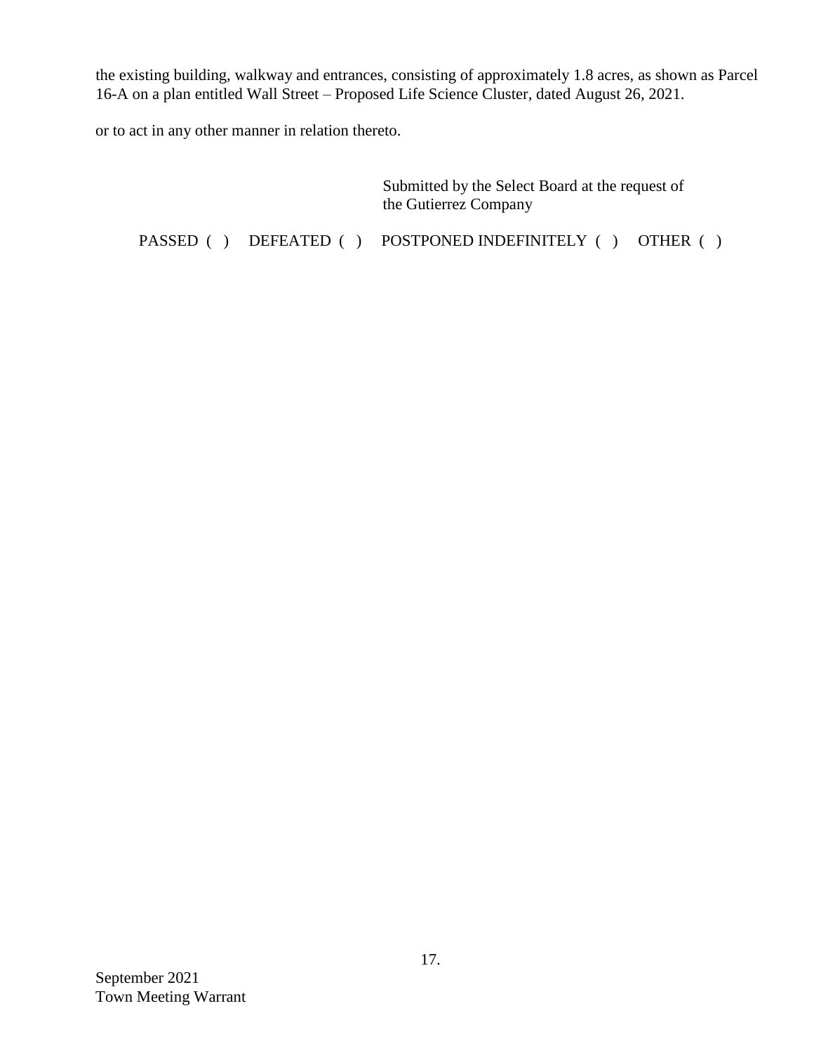the existing building, walkway and entrances, consisting of approximately 1.8 acres, as shown as Parcel 16-A on a plan entitled Wall Street – Proposed Life Science Cluster, dated August 26, 2021.

or to act in any other manner in relation thereto.

Submitted by the Select Board at the request of the Gutierrez Company

PASSED ( ) DEFEATED ( ) POSTPONED INDEFINITELY ( ) OTHER ( )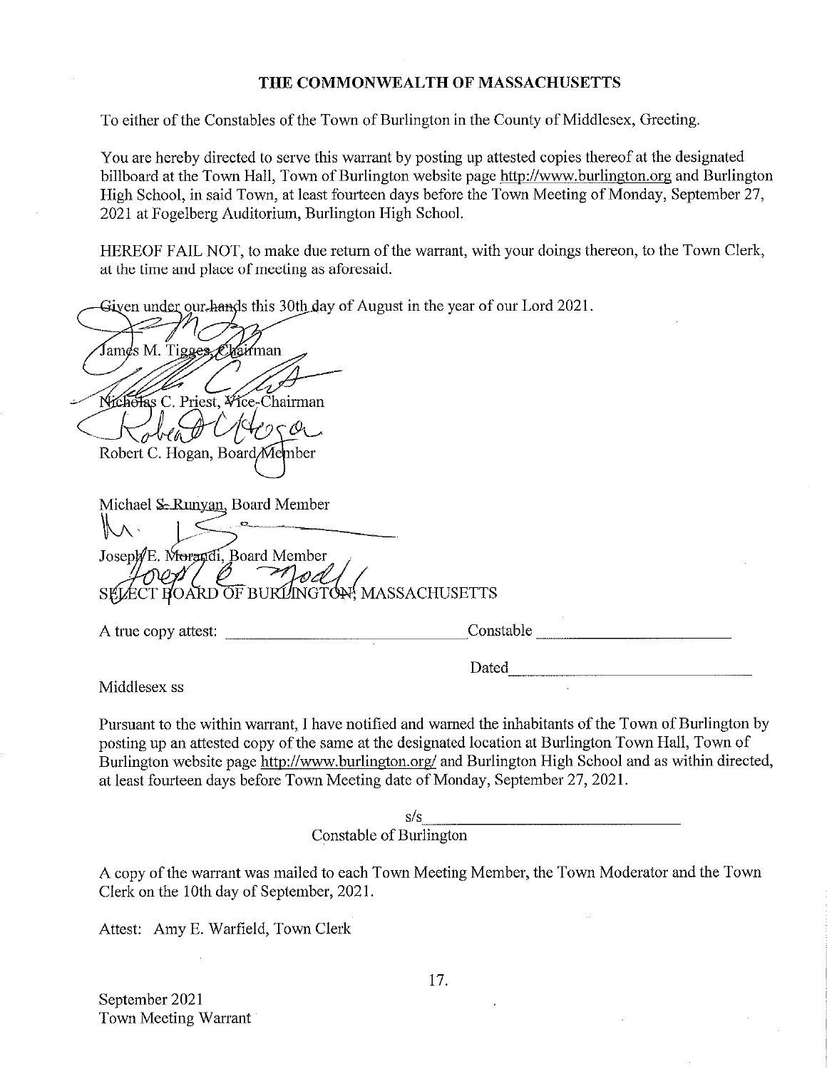# THE COMMONWEALTH OF MASSACHUSETTS

To either of the Constables of the Town of Burlington in the County of Middlesex, Greeting.

You are hereby directed to serve this warrant by posting up attested copies thereof at the designated billboard at the Town Hall, Town of Burlington website page http://www.burlington.org and Burlington High School, in said Town, at least fourteen days before the Town Meeting of Monday, September 27, 2021 at Fogelberg Auditorium, Burlington High School.

HEREOF FAIL NOT, to make due return of the warrant, with your doings thereon, to the Town Clerk, at the time and place of meeting as aforesaid.

Given under our hands this 30th day of August in the year of our Lord 2021.

James M. Tigges, Chairman

Nicholas C. Priest, Vice-Chairman

Robert C. Hogan, Board Member

Michael ~~S.~~ Runyan, Board Member

Joseph E. Morandi, Board Member

SELECT BOARD OF BURLINGTON, MASSACHUSETTS

A true copy attest: ______________________ Constable ______________________

Dated ______________________

Middlesex ss

Pursuant to the within warrant, I have notified and warned the inhabitants of the Town of Burlington by posting up an attested copy of the same at the designated location at Burlington Town Hall, Town of Burlington website page http://www.burlington.org/ and Burlington High School and as within directed, at least fourteen days before Town Meeting date of Monday, September 27, 2021.

s/s ______________________

Constable of Burlington

A copy of the warrant was mailed to each Town Meeting Member, the Town Moderator and the Town Clerk on the 10th day of September, 2021.

Attest: Amy E. Warfield, Town Clerk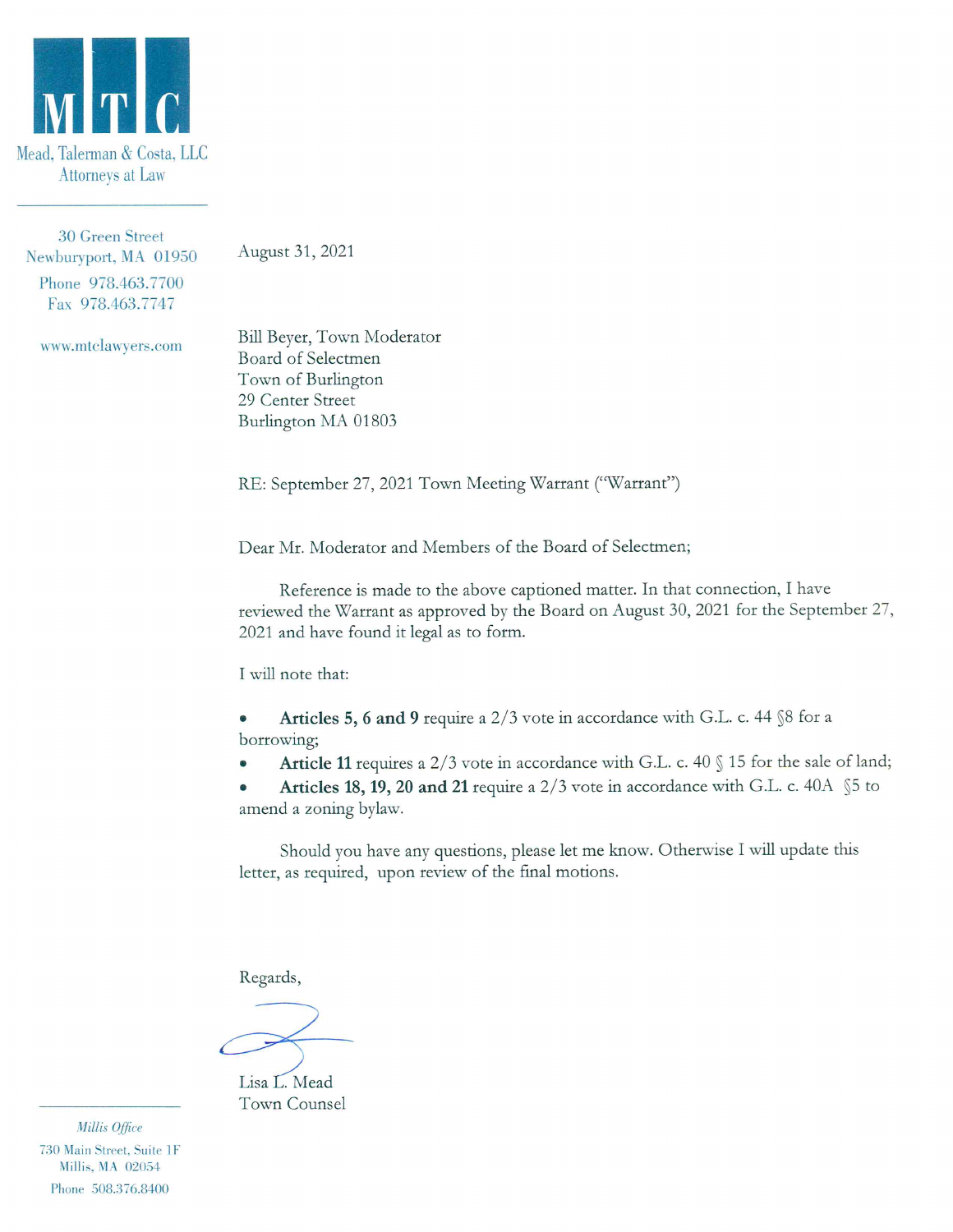MTC

Mead, Talerman & Costa, LLC
Attorneys at Law

30 Green Street
Newburyport, MA 01950
Phone 978.463.7700
Fax 978.463.7747

www.mtclawyers.com

August 31, 2021

Bill Beyer, Town Moderator
Board of Selectmen
Town of Burlington
29 Center Street
Burlington MA 01803

RE: September 27, 2021 Town Meeting Warrant ("Warrant")

Dear Mr. Moderator and Members of the Board of Selectmen;

Reference is made to the above captioned matter. In that connection, I have reviewed the Warrant as approved by the Board on August 30, 2021 for the September 27, 2021 and have found it legal as to form.

I will note that:

- **Articles 5, 6 and 9** require a 2/3 vote in accordance with G.L. c. 44 §8 for a borrowing;
- **Article 11** requires a 2/3 vote in accordance with G.L. c. 40 § 15 for the sale of land;
- **Articles 18, 19, 20 and 21** require a 2/3 vote in accordance with G.L. c. 40A §5 to amend a zoning bylaw.

Should you have any questions, please let me know. Otherwise I will update this letter, as required, upon review of the final motions.

Regards,

Lisa L. Mead
Town Counsel

*Millis Office*
730 Main Street, Suite 1F
Millis, MA 02054
Phone 508.376.8400